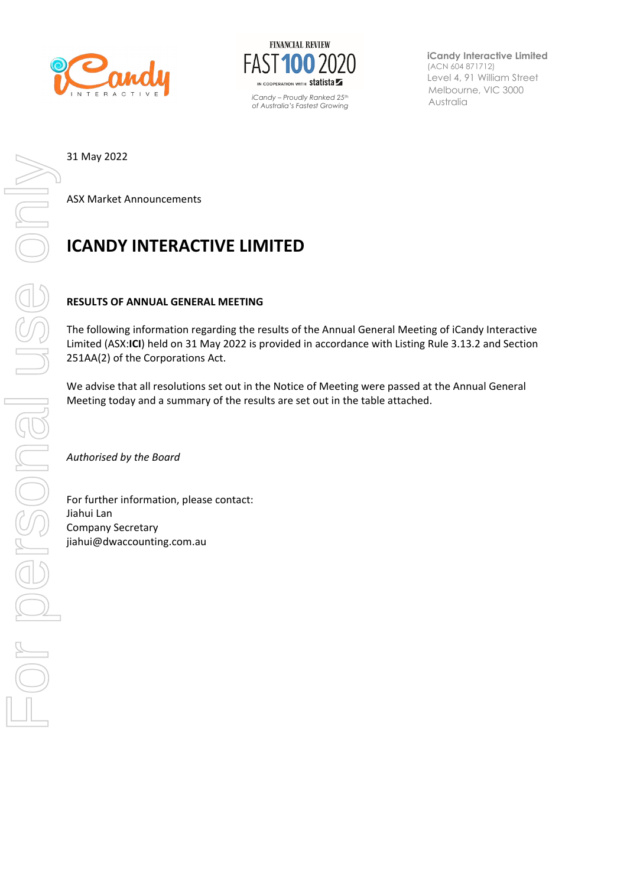iCandy Interactive Limited
(ACN 604 871712)
Level 4, 91 William Street
Melbourne, VIC 3000
Australia

31 May 2022

ASX Market Announcements

# ICANDY INTERACTIVE LIMITED

**RESULTS OF ANNUAL GENERAL MEETING**

The following information regarding the results of the Annual General Meeting of iCandy Interactive Limited (ASX:**ICI**) held on 31 May 2022 is provided in accordance with Listing Rule 3.13.2 and Section 251AA(2) of the Corporations Act.

We advise that all resolutions set out in the Notice of Meeting were passed at the Annual General Meeting today and a summary of the results are set out in the table attached.

*Authorised by the Board*

For further information, please contact:
Jiahui Lan
Company Secretary
jiahui@dwaccounting.com.au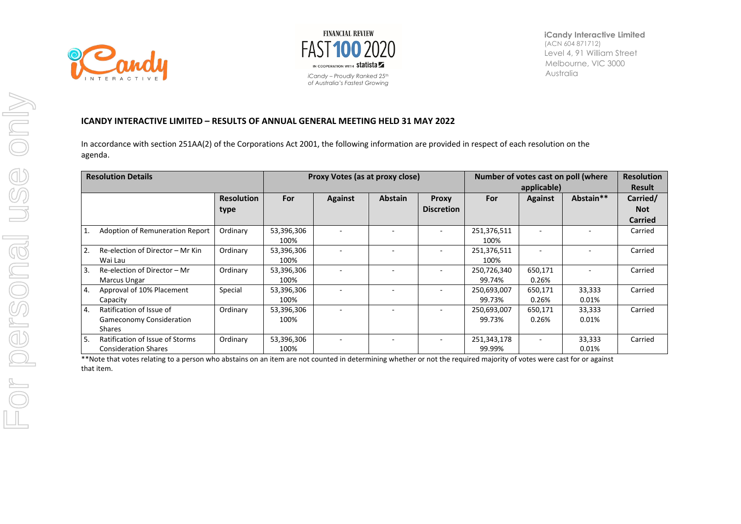iCandy Interactive Limited
(ACN 604 871712)
Level 4, 91 William Street
Melbourne, VIC 3000
Australia

FINANCIAL REVIEW FAST 100 2020 IN COOPERATION WITH statista

*iCandy – Proudly Ranked 25th of Australia's Fastest Growing*

## ICANDY INTERACTIVE LIMITED – RESULTS OF ANNUAL GENERAL MEETING HELD 31 MAY 2022

In accordance with section 251AA(2) of the Corporations Act 2001, the following information are provided in respect of each resolution on the agenda.

| Resolution Details | | | Proxy Votes (as at proxy close) | | | | Number of votes cast on poll (where applicable) | | | Resolution Result |
|---|---|---|---|---|---|---|---|---|---|---|
| | | Resolution type | For | Against | Abstain | Proxy Discretion | For | Against | Abstain** | Carried/ Not Carried |
| 1. | Adoption of Remuneration Report | Ordinary | 53,396,306 100% | - | - | - | 251,376,511 100% | - | - | Carried |
| 2. | Re-election of Director – Mr Kin Wai Lau | Ordinary | 53,396,306 100% | - | - | - | 251,376,511 100% | - | - | Carried |
| 3. | Re-election of Director – Mr Marcus Ungar | Ordinary | 53,396,306 100% | - | - | - | 250,726,340 99.74% | 650,171 0.26% | - | Carried |
| 4. | Approval of 10% Placement Capacity | Special | 53,396,306 100% | - | - | - | 250,693,007 99.73% | 650,171 0.26% | 33,333 0.01% | Carried |
| 4. | Ratification of Issue of Gameconomy Consideration Shares | Ordinary | 53,396,306 100% | - | - | - | 250,693,007 99.73% | 650,171 0.26% | 33,333 0.01% | Carried |
| 5. | Ratification of Issue of Storms Consideration Shares | Ordinary | 53,396,306 100% | - | - | - | 251,343,178 99.99% | - | 33,333 0.01% | Carried |

**Note that votes relating to a person who abstains on an item are not counted in determining whether or not the required majority of votes were cast for or against that item.